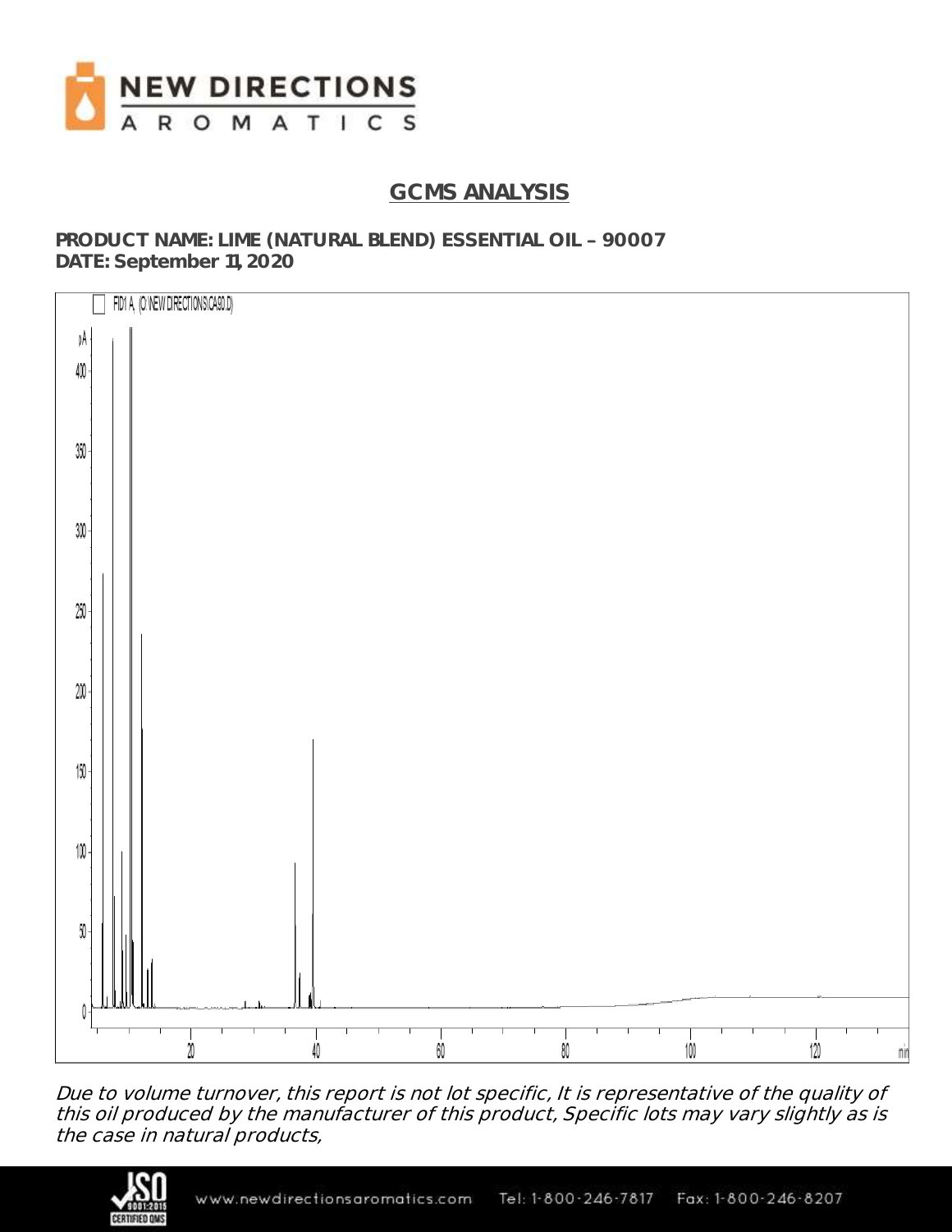## GCMS ANALYSIS

**PRODUCT NAME: LIME (NATURAL BLEND) ESSENTIAL OIL – 90007**
**DATE: September 11, 2020**

FID1 A, (C:\NEW DIRECTIONS\CA90.D)

*Due to volume turnover, this report is not lot specific, It is representative of the quality of this oil produced by the manufacturer of this product, Specific lots may vary slightly as is the case in natural products,*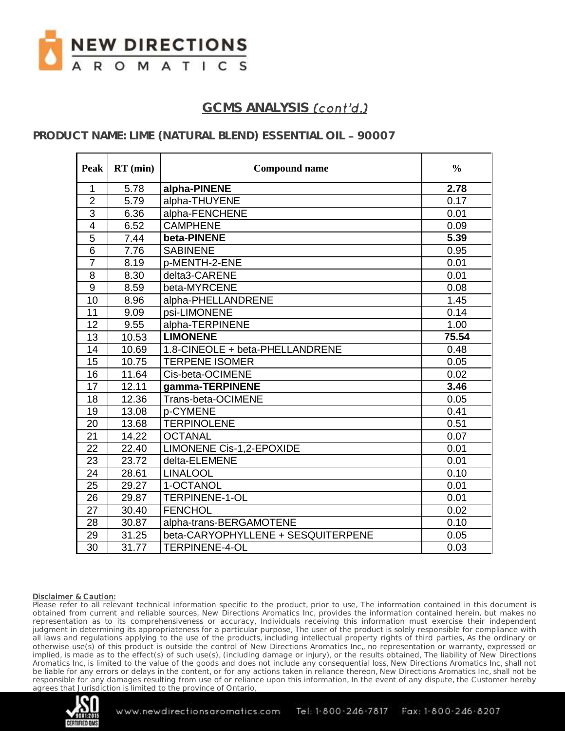## GCMS ANALYSIS *(cont'd.)*

### PRODUCT NAME: LIME (NATURAL BLEND) ESSENTIAL OIL – 90007

| Peak | RT (min) | Compound name | % |
|---|---|---|---|
| 1 | 5.78 | **alpha-PINENE** | **2.78** |
| 2 | 5.79 | alpha-THUYENE | 0.17 |
| 3 | 6.36 | alpha-FENCHENE | 0.01 |
| 4 | 6.52 | CAMPHENE | 0.09 |
| 5 | 7.44 | **beta-PINENE** | **5.39** |
| 6 | 7.76 | SABINENE | 0.95 |
| 7 | 8.19 | p-MENTH-2-ENE | 0.01 |
| 8 | 8.30 | delta3-CARENE | 0.01 |
| 9 | 8.59 | beta-MYRCENE | 0.08 |
| 10 | 8.96 | alpha-PHELLANDRENE | 1.45 |
| 11 | 9.09 | psi-LIMONENE | 0.14 |
| 12 | 9.55 | alpha-TERPINENE | 1.00 |
| 13 | 10.53 | **LIMONENE** | **75.54** |
| 14 | 10.69 | 1.8-CINEOLE + beta-PHELLANDRENE | 0.48 |
| 15 | 10.75 | TERPENE ISOMER | 0.05 |
| 16 | 11.64 | Cis-beta-OCIMENE | 0.02 |
| 17 | 12.11 | **gamma-TERPINENE** | **3.46** |
| 18 | 12.36 | Trans-beta-OCIMENE | 0.05 |
| 19 | 13.08 | p-CYMENE | 0.41 |
| 20 | 13.68 | TERPINOLENE | 0.51 |
| 21 | 14.22 | OCTANAL | 0.07 |
| 22 | 22.40 | LIMONENE Cis-1,2-EPOXIDE | 0.01 |
| 23 | 23.72 | delta-ELEMENE | 0.01 |
| 24 | 28.61 | LINALOOL | 0.10 |
| 25 | 29.27 | 1-OCTANOL | 0.01 |
| 26 | 29.87 | TERPINENE-1-OL | 0.01 |
| 27 | 30.40 | FENCHOL | 0.02 |
| 28 | 30.87 | alpha-trans-BERGAMOTENE | 0.10 |
| 29 | 31.25 | beta-CARYOPHYLLENE + SESQUITERPENE | 0.05 |
| 30 | 31.77 | TERPINENE-4-OL | 0.03 |

<u>Disclaimer & Caution:</u>

Please refer to all relevant technical information specific to the product, prior to use, The information contained in this document is obtained from current and reliable sources, New Directions Aromatics Inc, provides the information contained herein, but makes no representation as to its comprehensiveness or accuracy, Individuals receiving this information must exercise their independent judgment in determining its appropriateness for a particular purpose, The user of the product is solely responsible for compliance with all laws and regulations applying to the use of the products, including intellectual property rights of third parties, As the ordinary or otherwise use(s) of this product is outside the control of New Directions Aromatics Inc,, no representation or warranty, expressed or implied, is made as to the effect(s) of such use(s), (including damage or injury), or the results obtained, The liability of New Directions Aromatics Inc, is limited to the value of the goods and does not include any consequential loss, New Directions Aromatics Inc, shall not be liable for any errors or delays in the content, or for any actions taken in reliance thereon, New Directions Aromatics Inc, shall not be responsible for any damages resulting from use of or reliance upon this information, In the event of any dispute, the Customer hereby agrees that Jurisdiction is limited to the province of Ontario,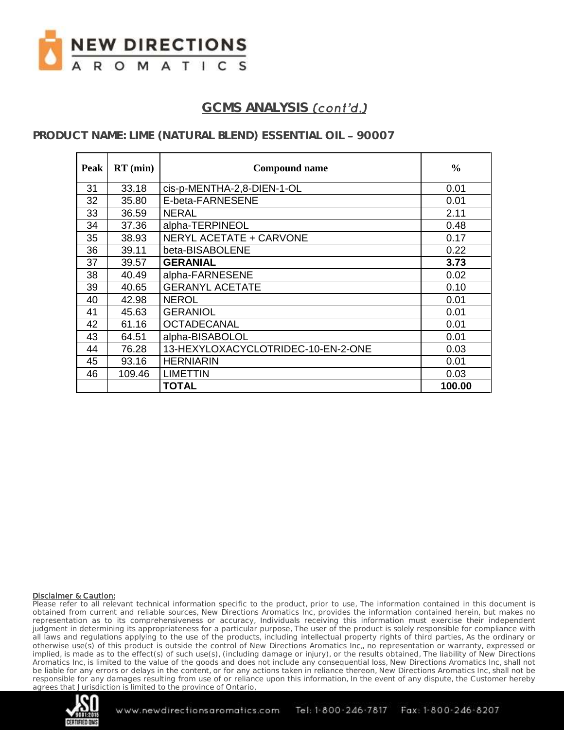## GCMS ANALYSIS *(cont'd.)*

### PRODUCT NAME: LIME (NATURAL BLEND) ESSENTIAL OIL – 90007

| Peak | RT (min) | Compound name | % |
|---|---|---|---|
| 31 | 33.18 | cis-p-MENTHA-2,8-DIEN-1-OL | 0.01 |
| 32 | 35.80 | E-beta-FARNESENE | 0.01 |
| 33 | 36.59 | NERAL | 2.11 |
| 34 | 37.36 | alpha-TERPINEOL | 0.48 |
| 35 | 38.93 | NERYL ACETATE + CARVONE | 0.17 |
| 36 | 39.11 | beta-BISABOLENE | 0.22 |
| 37 | 39.57 | **GERANIAL** | **3.73** |
| 38 | 40.49 | alpha-FARNESENE | 0.02 |
| 39 | 40.65 | GERANYL ACETATE | 0.10 |
| 40 | 42.98 | NEROL | 0.01 |
| 41 | 45.63 | GERANIOL | 0.01 |
| 42 | 61.16 | OCTADECANAL | 0.01 |
| 43 | 64.51 | alpha-BISABOLOL | 0.01 |
| 44 | 76.28 | 13-HEXYLOXACYCLOTRIDEC-10-EN-2-ONE | 0.03 |
| 45 | 93.16 | HERNIARIN | 0.01 |
| 46 | 109.46 | LIMETTIN | 0.03 |
| | | **TOTAL** | **100.00** |

**Disclaimer & Caution:**

Please refer to all relevant technical information specific to the product, prior to use, The information contained in this document is obtained from current and reliable sources, New Directions Aromatics Inc, provides the information contained herein, but makes no representation as to its comprehensiveness or accuracy, Individuals receiving this information must exercise their independent judgment in determining its appropriateness for a particular purpose, The user of the product is solely responsible for compliance with all laws and regulations applying to the use of the products, including intellectual property rights of third parties, As the ordinary or otherwise use(s) of this product is outside the control of New Directions Aromatics Inc,, no representation or warranty, expressed or implied, is made as to the effect(s) of such use(s), (including damage or injury), or the results obtained, The liability of New Directions Aromatics Inc, is limited to the value of the goods and does not include any consequential loss, New Directions Aromatics Inc, shall not be liable for any errors or delays in the content, or for any actions taken in reliance thereon, New Directions Aromatics Inc, shall not be responsible for any damages resulting from use of or reliance upon this information, In the event of any dispute, the Customer hereby agrees that Jurisdiction is limited to the province of Ontario,

www.newdirectionsaromatics.com Tel: 1-800-246-7817 Fax: 1-800-246-8207